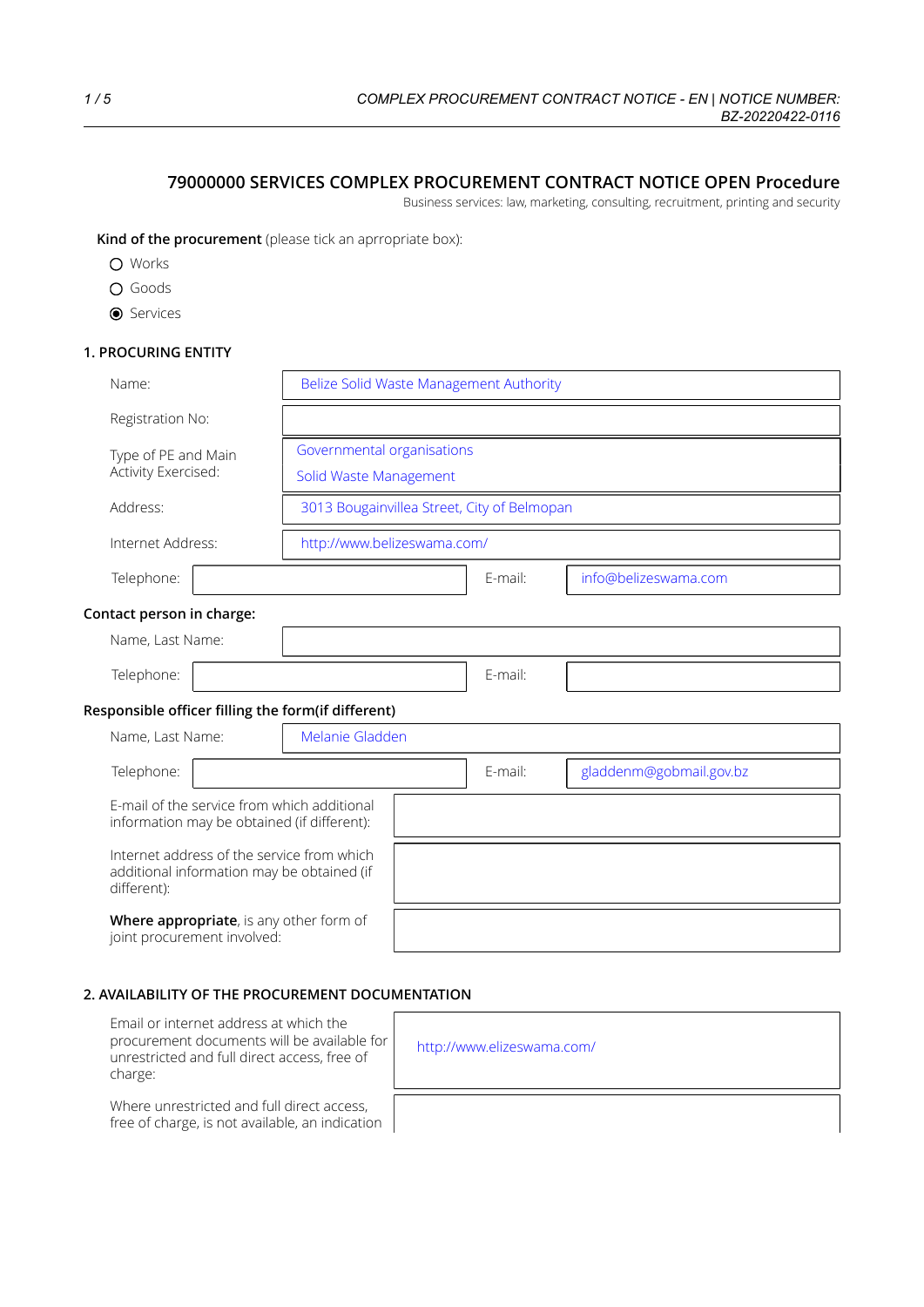# 79000000 SERVICES COMPLEX PROCUREMENT CONTRACT NOTICE OPEN Procedure

Business services: law, marketing, consulting, recruitment, printing and security

**Kind of the procurement** (please tick an aprropriate box):

- ○ Works
- ○ Goods
- ◉ Services

## 1. PROCURING ENTITY

| | |
|---|---|
| Name: | Belize Solid Waste Management Authority |
| Registration No: | |
| Type of PE and Main Activity Exercised: | Governmental organisations<br>Solid Waste Management |
| Address: | 3013 Bougainvillea Street, City of Belmopan |
| Internet Address: | http://www.belizeswama.com/ |

| | | | |
|---|---|---|---|
| Telephone: | | E-mail: | info@belizeswama.com |

**Contact person in charge:**

| | |
|---|---|
| Name, Last Name: | |

| | | | |
|---|---|---|---|
| Telephone: | | E-mail: | |

**Responsible officer filling the form(if different)**

| | |
|---|---|
| Name, Last Name: | Melanie Gladden |

| | | | |
|---|---|---|---|
| Telephone: | | E-mail: | gladdenm@gobmail.gov.bz |

| | |
|---|---|
| E-mail of the service from which additional information may be obtained (if different): | |
| Internet address of the service from which additional information may be obtained (if different): | |
| **Where appropriate**, is any other form of joint procurement involved: | |

## 2. AVAILABILITY OF THE PROCUREMENT DOCUMENTATION

| | |
|---|---|
| Email or internet address at which the procurement documents will be available for unrestricted and full direct access, free of charge: | http://www.elizeswama.com/ |
| Where unrestricted and full direct access, free of charge, is not available, an indication | |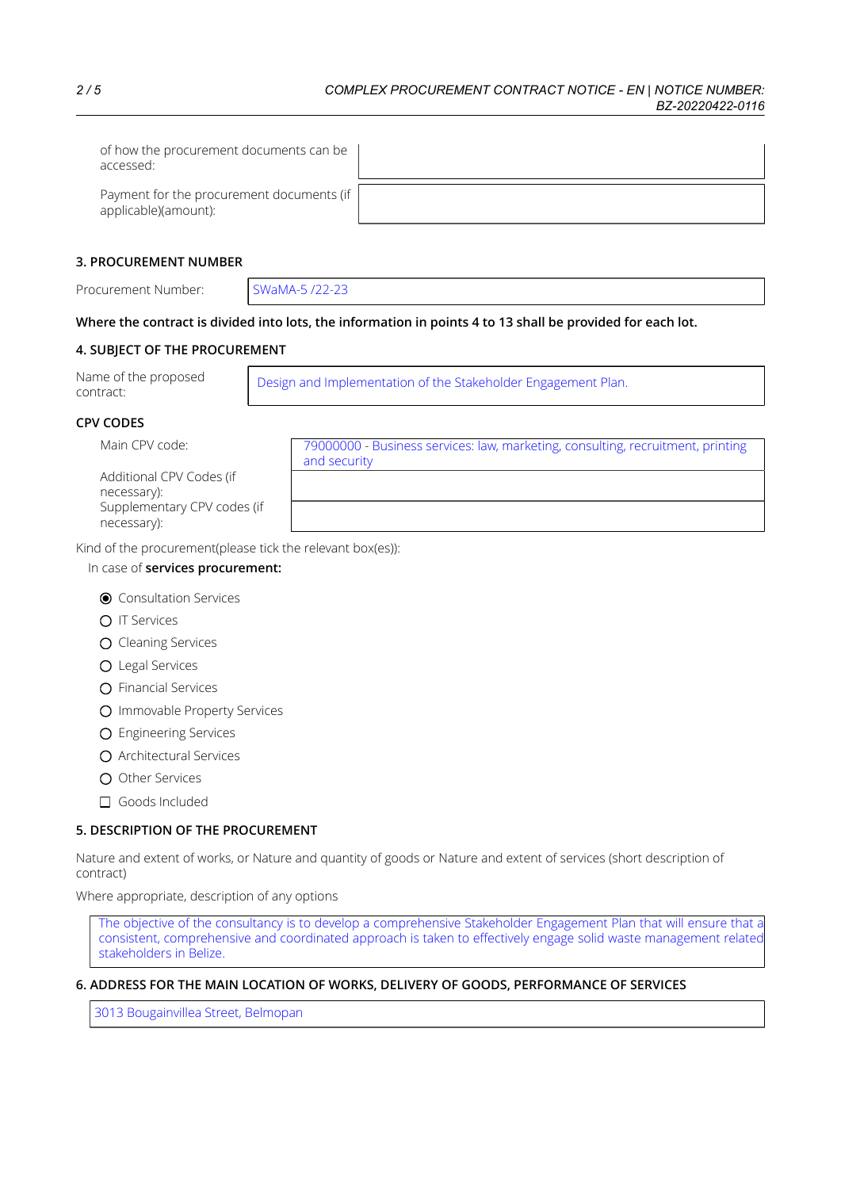| | |
|---|---|
| of how the procurement documents can be accessed: | |
| Payment for the procurement documents (if applicable)(amount): | |

## 3. PROCUREMENT NUMBER

| | |
|---|---|
| Procurement Number: | SWaMA-5 /22-23 |

**Where the contract is divided into lots, the information in points 4 to 13 shall be provided for each lot.**

## 4. SUBJECT OF THE PROCUREMENT

| | |
|---|---|
| Name of the proposed contract: | Design and Implementation of the Stakeholder Engagement Plan. |

### CPV CODES

| | |
|---|---|
| Main CPV code: | 79000000 - Business services: law, marketing, consulting, recruitment, printing and security |
| Additional CPV Codes (if necessary): | |
| Supplementary CPV codes (if necessary): | |

Kind of the procurement(please tick the relevant box(es)):

In case of **services procurement:**

- [x] Consultation Services
- [ ] IT Services
- [ ] Cleaning Services
- [ ] Legal Services
- [ ] Financial Services
- [ ] Immovable Property Services
- [ ] Engineering Services
- [ ] Architectural Services
- [ ] Other Services
- [ ] Goods Included

## 5. DESCRIPTION OF THE PROCUREMENT

Nature and extent of works, or Nature and quantity of goods or Nature and extent of services (short description of contract)

Where appropriate, description of any options

The objective of the consultancy is to develop a comprehensive Stakeholder Engagement Plan that will ensure that a consistent, comprehensive and coordinated approach is taken to effectively engage solid waste management related stakeholders in Belize.

## 6. ADDRESS FOR THE MAIN LOCATION OF WORKS, DELIVERY OF GOODS, PERFORMANCE OF SERVICES

3013 Bougainvillea Street, Belmopan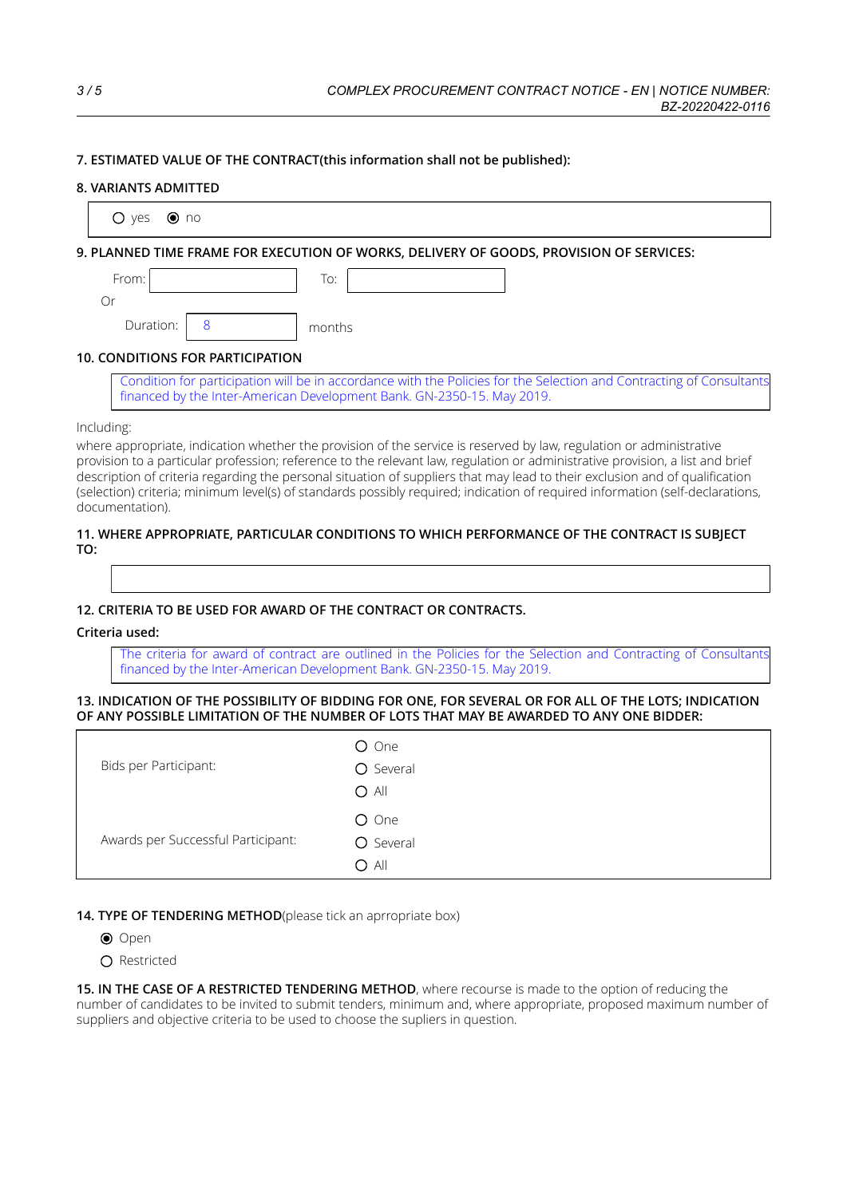**7. ESTIMATED VALUE OF THE CONTRACT**(this information shall not be published):

**8. VARIANTS ADMITTED**

○ yes ◉ no

**9. PLANNED TIME FRAME FOR EXECUTION OF WORKS, DELIVERY OF GOODS, PROVISION OF SERVICES:**

From: &nbsp;&nbsp;&nbsp;&nbsp; To:

Or

Duration: 8 months

**10. CONDITIONS FOR PARTICIPATION**

Condition for participation will be in accordance with the Policies for the Selection and Contracting of Consultants financed by the Inter-American Development Bank. GN-2350-15. May 2019.

Including:

where appropriate, indication whether the provision of the service is reserved by law, regulation or administrative provision to a particular profession; reference to the relevant law, regulation or administrative provision, a list and brief description of criteria regarding the personal situation of suppliers that may lead to their exclusion and of qualification (selection) criteria; minimum level(s) of standards possibly required; indication of required information (self-declarations, documentation).

**11. WHERE APPROPRIATE, PARTICULAR CONDITIONS TO WHICH PERFORMANCE OF THE CONTRACT IS SUBJECT TO:**

**12. CRITERIA TO BE USED FOR AWARD OF THE CONTRACT OR CONTRACTS.**

**Criteria used:**

The criteria for award of contract are outlined in the Policies for the Selection and Contracting of Consultants financed by the Inter-American Development Bank. GN-2350-15. May 2019.

**13. INDICATION OF THE POSSIBILITY OF BIDDING FOR ONE, FOR SEVERAL OR FOR ALL OF THE LOTS; INDICATION OF ANY POSSIBLE LIMITATION OF THE NUMBER OF LOTS THAT MAY BE AWARDED TO ANY ONE BIDDER:**

| | |
|---|---|
| Bids per Participant: | ○ One<br>○ Several<br>○ All |
| Awards per Successful Participant: | ○ One<br>○ Several<br>○ All |

**14. TYPE OF TENDERING METHOD**(please tick an aprropriate box)

◉ Open

○ Restricted

**15. IN THE CASE OF A RESTRICTED TENDERING METHOD**, where recourse is made to the option of reducing the number of candidates to be invited to submit tenders, minimum and, where appropriate, proposed maximum number of suppliers and objective criteria to be used to choose the supliers in question.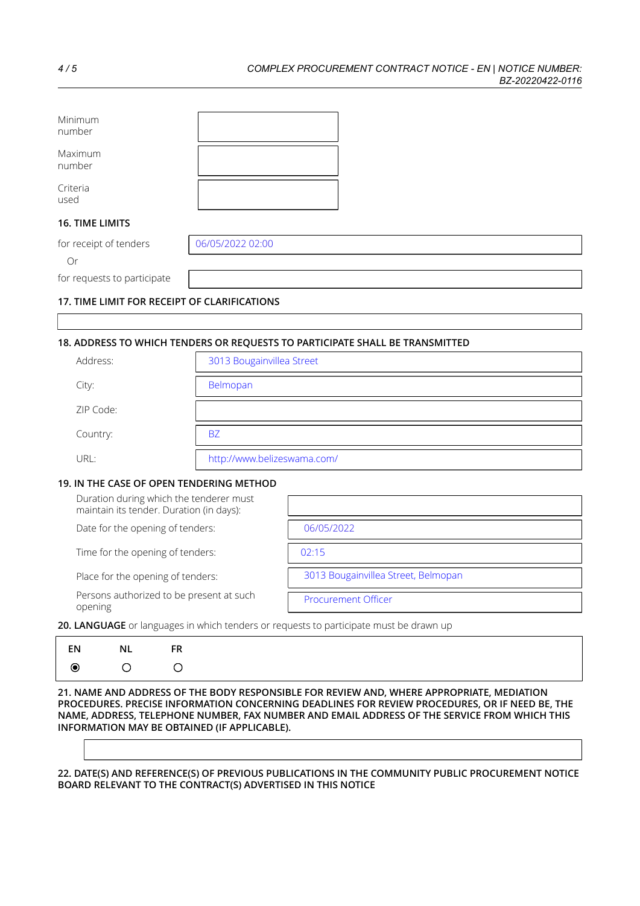| | |
|---|---|
| Minimum number | |
| Maximum number | |
| Criteria used | |

## 16. TIME LIMITS

| | |
|---|---|
| for receipt of tenders | 06/05/2022 02:00 |
| Or | |
| for requests to participate | |

## 17. TIME LIMIT FOR RECEIPT OF CLARIFICATIONS

## 18. ADDRESS TO WHICH TENDERS OR REQUESTS TO PARTICIPATE SHALL BE TRANSMITTED

| | |
|---|---|
| Address: | 3013 Bougainvillea Street |
| City: | Belmopan |
| ZIP Code: | |
| Country: | BZ |
| URL: | http://www.belizeswama.com/ |

## 19. IN THE CASE OF OPEN TENDERING METHOD

| | |
|---|---|
| Duration during which the tenderer must maintain its tender. Duration (in days): | |
| Date for the opening of tenders: | 06/05/2022 |
| Time for the opening of tenders: | 02:15 |
| Place for the opening of tenders: | 3013 Bougainvillea Street, Belmopan |
| Persons authorized to be present at such opening | Procurement Officer |

**20. LANGUAGE** or languages in which tenders or requests to participate must be drawn up

| EN | NL | FR |
|---|---|---|
| ◉ | ○ | ○ |

## 21. NAME AND ADDRESS OF THE BODY RESPONSIBLE FOR REVIEW AND, WHERE APPROPRIATE, MEDIATION PROCEDURES. PRECISE INFORMATION CONCERNING DEADLINES FOR REVIEW PROCEDURES, OR IF NEED BE, THE NAME, ADDRESS, TELEPHONE NUMBER, FAX NUMBER AND EMAIL ADDRESS OF THE SERVICE FROM WHICH THIS INFORMATION MAY BE OBTAINED (IF APPLICABLE).

## 22. DATE(S) AND REFERENCE(S) OF PREVIOUS PUBLICATIONS IN THE COMMUNITY PUBLIC PROCUREMENT NOTICE BOARD RELEVANT TO THE CONTRACT(S) ADVERTISED IN THIS NOTICE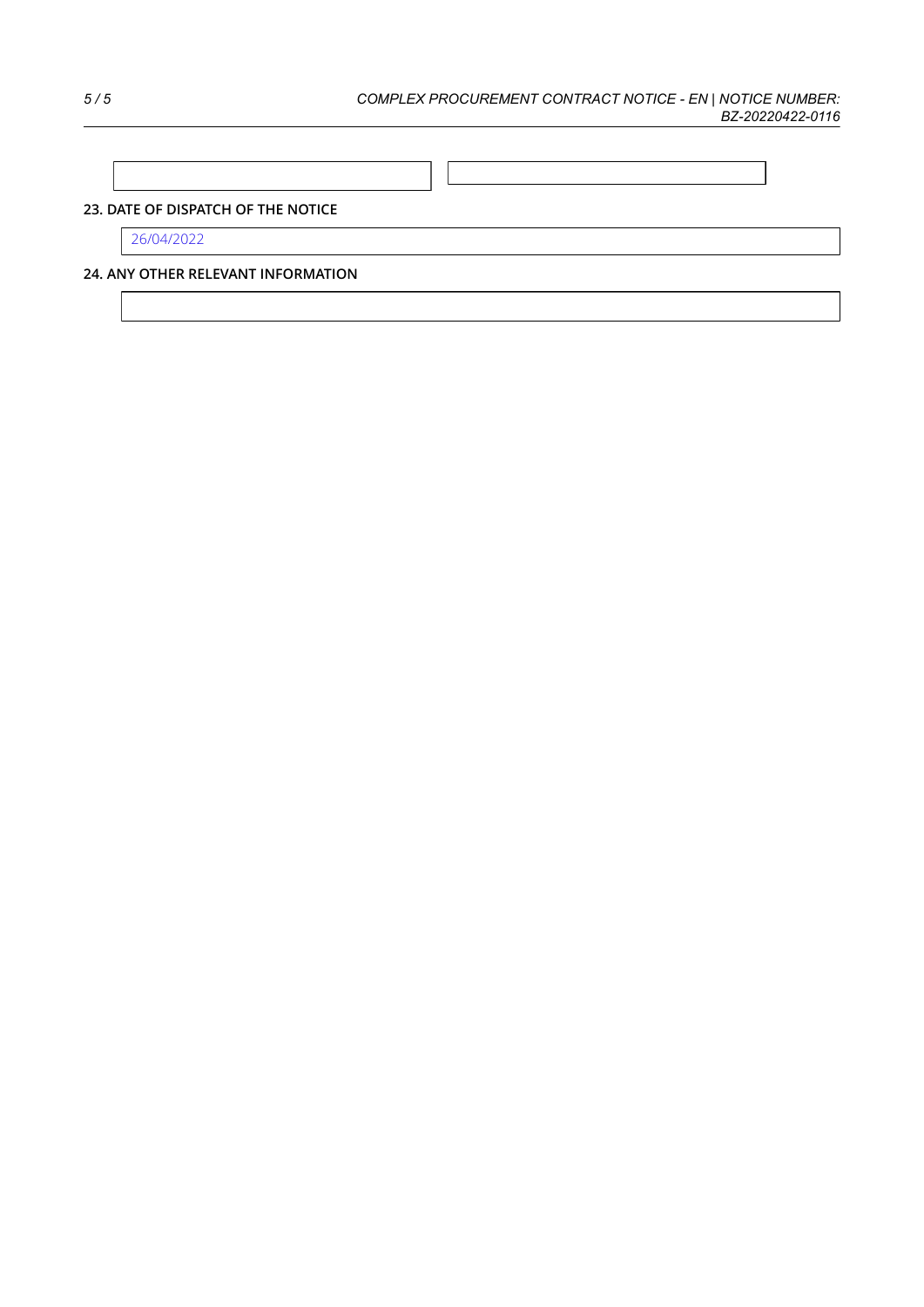## 23. DATE OF DISPATCH OF THE NOTICE

26/04/2022

## 24. ANY OTHER RELEVANT INFORMATION